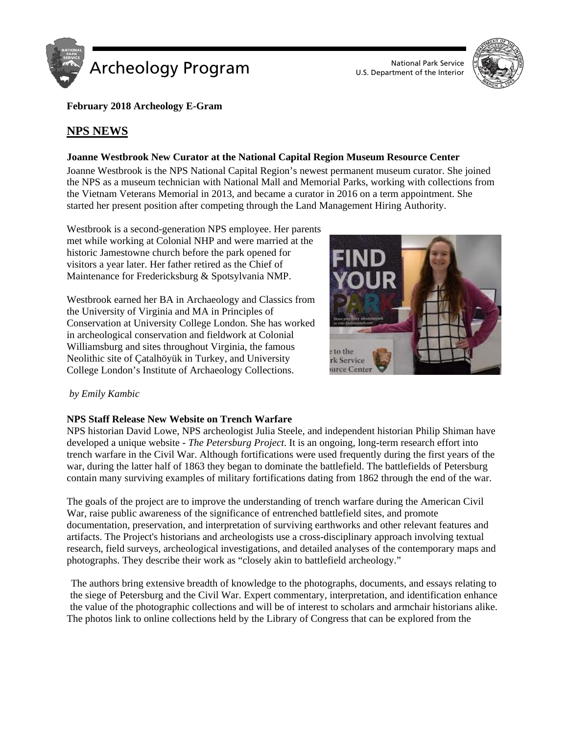**February 2018 Archeology E-Gram**

## NPS NEWS

### Joanne Westbrook New Curator at the National Capital Region Museum Resource Center

Joanne Westbrook is the NPS National Capital Region's newest permanent museum curator. She joined the NPS as a museum technician with National Mall and Memorial Parks, working with collections from the Vietnam Veterans Memorial in 2013, and became a curator in 2016 on a term appointment. She started her present position after competing through the Land Management Hiring Authority.

Westbrook is a second-generation NPS employee. Her parents met while working at Colonial NHP and were married at the historic Jamestowne church before the park opened for visitors a year later. Her father retired as the Chief of Maintenance for Fredericksburg & Spotsylvania NMP.

Westbrook earned her BA in Archaeology and Classics from the University of Virginia and MA in Principles of Conservation at University College London. She has worked in archeological conservation and fieldwork at Colonial Williamsburg and sites throughout Virginia, the famous Neolithic site of Çatalhöyük in Turkey, and University College London's Institute of Archaeology Collections.

*by Emily Kambic*

### NPS Staff Release New Website on Trench Warfare

NPS historian David Lowe, NPS archeologist Julia Steele, and independent historian Philip Shiman have developed a unique website - *The Petersburg Project*. It is an ongoing, long-term research effort into trench warfare in the Civil War. Although fortifications were used frequently during the first years of the war, during the latter half of 1863 they began to dominate the battlefield. The battlefields of Petersburg contain many surviving examples of military fortifications dating from 1862 through the end of the war.

The goals of the project are to improve the understanding of trench warfare during the American Civil War, raise public awareness of the significance of entrenched battlefield sites, and promote documentation, preservation, and interpretation of surviving earthworks and other relevant features and artifacts. The Project's historians and archeologists use a cross-disciplinary approach involving textual research, field surveys, archeological investigations, and detailed analyses of the contemporary maps and photographs. They describe their work as "closely akin to battlefield archeology."

The authors bring extensive breadth of knowledge to the photographs, documents, and essays relating to the siege of Petersburg and the Civil War. Expert commentary, interpretation, and identification enhance the value of the photographic collections and will be of interest to scholars and armchair historians alike. The photos link to online collections held by the Library of Congress that can be explored from the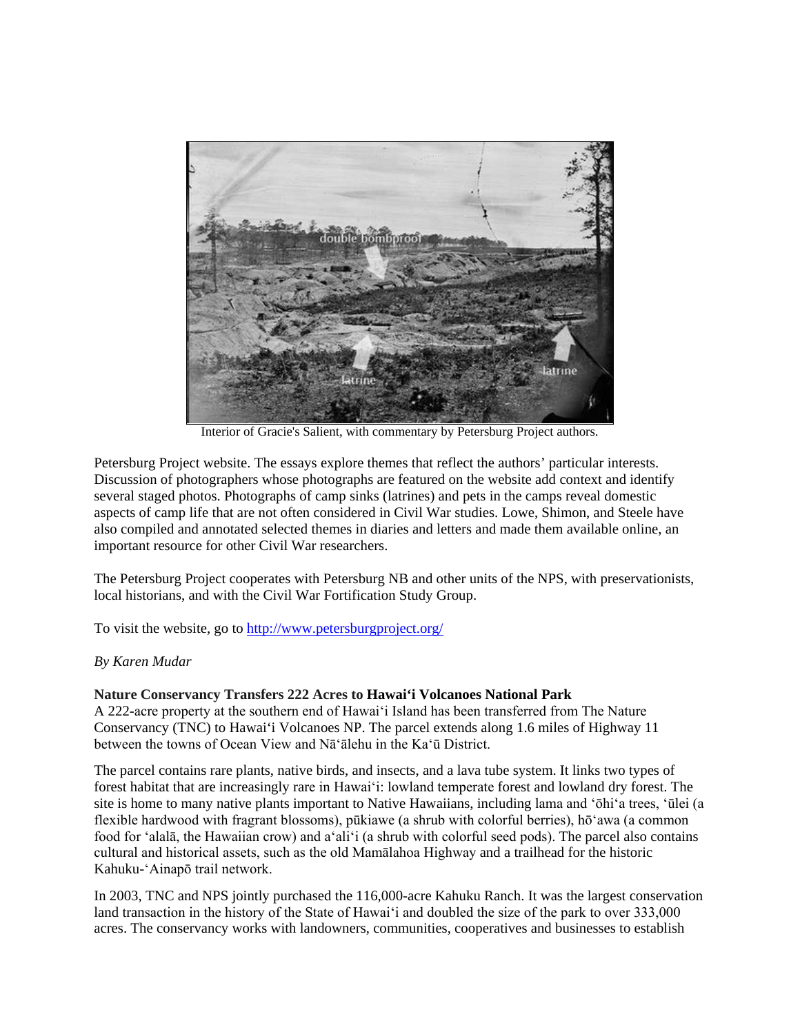Interior of Gracie's Salient, with commentary by Petersburg Project authors.

Petersburg Project website. The essays explore themes that reflect the authors' particular interests. Discussion of photographers whose photographs are featured on the website add context and identify several staged photos. Photographs of camp sinks (latrines) and pets in the camps reveal domestic aspects of camp life that are not often considered in Civil War studies. Lowe, Shimon, and Steele have also compiled and annotated selected themes in diaries and letters and made them available online, an important resource for other Civil War researchers.

The Petersburg Project cooperates with Petersburg NB and other units of the NPS, with preservationists, local historians, and with the Civil War Fortification Study Group.

To visit the website, go to http://www.petersburgproject.org/

*By Karen Mudar*

**Nature Conservancy Transfers 222 Acres to Hawai'i Volcanoes National Park**
A 222-acre property at the southern end of Hawai'i Island has been transferred from The Nature Conservancy (TNC) to Hawai'i Volcanoes NP. The parcel extends along 1.6 miles of Highway 11 between the towns of Ocean View and Nā'ālehu in the Ka'ū District.

The parcel contains rare plants, native birds, and insects, and a lava tube system. It links two types of forest habitat that are increasingly rare in Hawai'i: lowland temperate forest and lowland dry forest. The site is home to many native plants important to Native Hawaiians, including lama and 'ōhi'a trees, 'ūlei (a flexible hardwood with fragrant blossoms), pūkiawe (a shrub with colorful berries), hō'awa (a common food for 'alalā, the Hawaiian crow) and a'ali'i (a shrub with colorful seed pods). The parcel also contains cultural and historical assets, such as the old Mamālahoa Highway and a trailhead for the historic Kahuku-'Ainapō trail network.

In 2003, TNC and NPS jointly purchased the 116,000-acre Kahuku Ranch. It was the largest conservation land transaction in the history of the State of Hawai'i and doubled the size of the park to over 333,000 acres. The conservancy works with landowners, communities, cooperatives and businesses to establish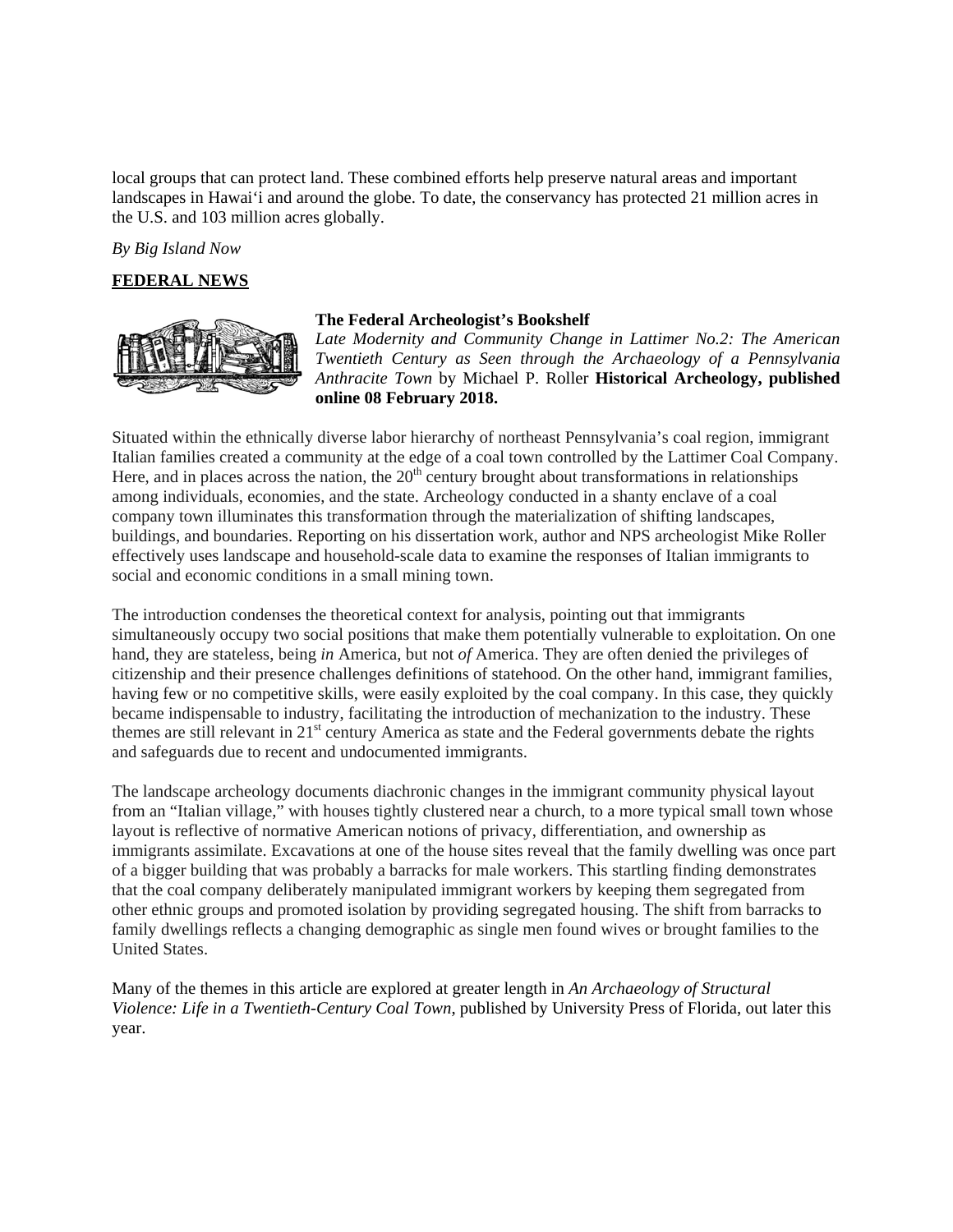local groups that can protect land. These combined efforts help preserve natural areas and important landscapes in Hawaiʻi and around the globe. To date, the conservancy has protected 21 million acres in the U.S. and 103 million acres globally.

*By Big Island Now*

**FEDERAL NEWS**

### The Federal Archeologist's Bookshelf

*Late Modernity and Community Change in Lattimer No.2: The American Twentieth Century as Seen through the Archaeology of a Pennsylvania Anthracite Town* by Michael P. Roller **Historical Archeology, published online 08 February 2018.**

Situated within the ethnically diverse labor hierarchy of northeast Pennsylvania's coal region, immigrant Italian families created a community at the edge of a coal town controlled by the Lattimer Coal Company. Here, and in places across the nation, the 20th century brought about transformations in relationships among individuals, economies, and the state. Archeology conducted in a shanty enclave of a coal company town illuminates this transformation through the materialization of shifting landscapes, buildings, and boundaries. Reporting on his dissertation work, author and NPS archeologist Mike Roller effectively uses landscape and household-scale data to examine the responses of Italian immigrants to social and economic conditions in a small mining town.

The introduction condenses the theoretical context for analysis, pointing out that immigrants simultaneously occupy two social positions that make them potentially vulnerable to exploitation. On one hand, they are stateless, being *in* America, but not *of* America. They are often denied the privileges of citizenship and their presence challenges definitions of statehood. On the other hand, immigrant families, having few or no competitive skills, were easily exploited by the coal company. In this case, they quickly became indispensable to industry, facilitating the introduction of mechanization to the industry. These themes are still relevant in 21st century America as state and the Federal governments debate the rights and safeguards due to recent and undocumented immigrants.

The landscape archeology documents diachronic changes in the immigrant community physical layout from an "Italian village," with houses tightly clustered near a church, to a more typical small town whose layout is reflective of normative American notions of privacy, differentiation, and ownership as immigrants assimilate. Excavations at one of the house sites reveal that the family dwelling was once part of a bigger building that was probably a barracks for male workers. This startling finding demonstrates that the coal company deliberately manipulated immigrant workers by keeping them segregated from other ethnic groups and promoted isolation by providing segregated housing. The shift from barracks to family dwellings reflects a changing demographic as single men found wives or brought families to the United States.

Many of the themes in this article are explored at greater length in *An Archaeology of Structural Violence: Life in a Twentieth-Century Coal Town*, published by University Press of Florida, out later this year.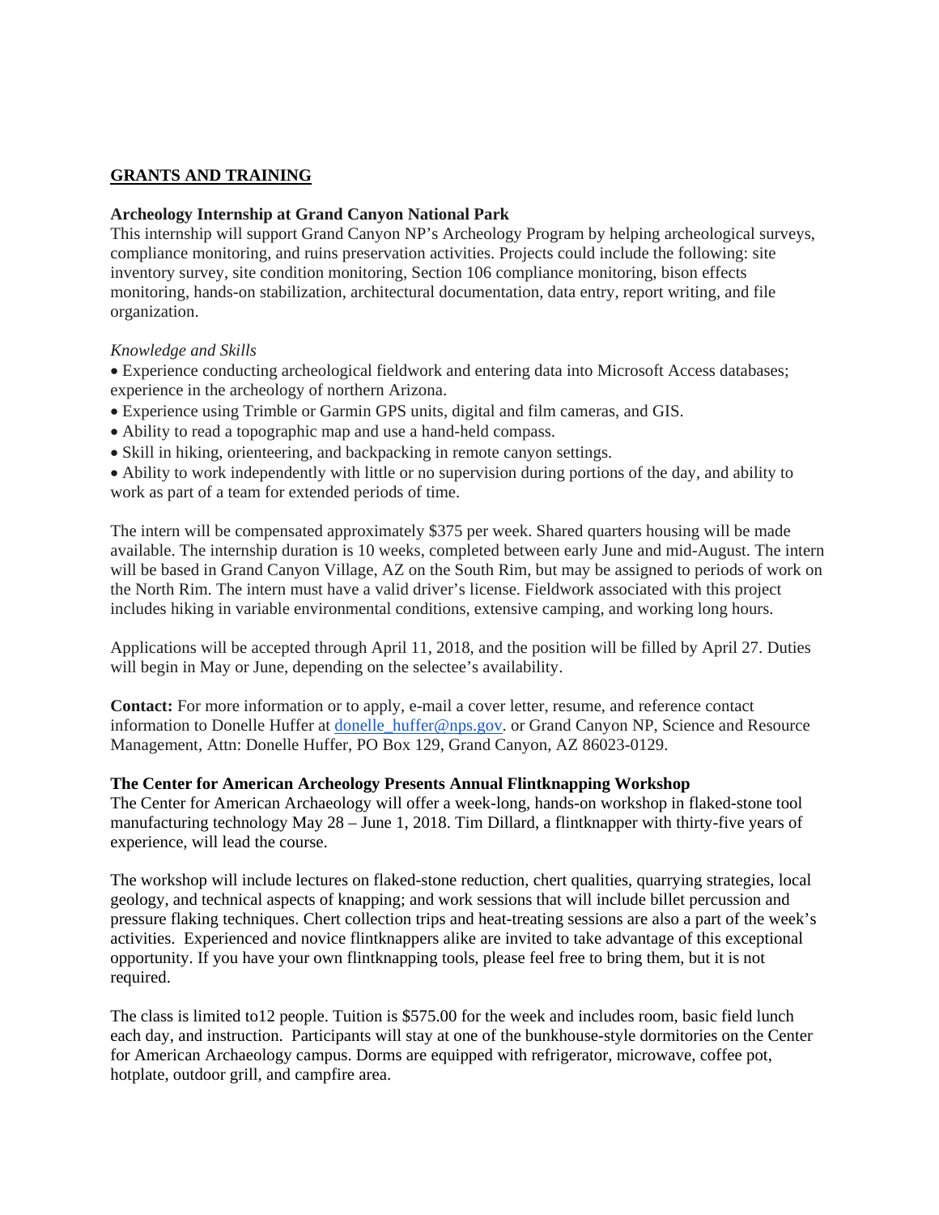## GRANTS AND TRAINING

### Archeology Internship at Grand Canyon National Park

This internship will support Grand Canyon NP's Archeology Program by helping archeological surveys, compliance monitoring, and ruins preservation activities. Projects could include the following: site inventory survey, site condition monitoring, Section 106 compliance monitoring, bison effects monitoring, hands-on stabilization, architectural documentation, data entry, report writing, and file organization.

*Knowledge and Skills*

- Experience conducting archeological fieldwork and entering data into Microsoft Access databases; experience in the archeology of northern Arizona.
- Experience using Trimble or Garmin GPS units, digital and film cameras, and GIS.
- Ability to read a topographic map and use a hand-held compass.
- Skill in hiking, orienteering, and backpacking in remote canyon settings.
- Ability to work independently with little or no supervision during portions of the day, and ability to work as part of a team for extended periods of time.

The intern will be compensated approximately $375 per week. Shared quarters housing will be made available. The internship duration is 10 weeks, completed between early June and mid-August. The intern will be based in Grand Canyon Village, AZ on the South Rim, but may be assigned to periods of work on the North Rim. The intern must have a valid driver's license. Fieldwork associated with this project includes hiking in variable environmental conditions, extensive camping, and working long hours.

Applications will be accepted through April 11, 2018, and the position will be filled by April 27. Duties will begin in May or June, depending on the selectee's availability.

**Contact:** For more information or to apply, e-mail a cover letter, resume, and reference contact information to Donelle Huffer at donelle_huffer@nps.gov. or Grand Canyon NP, Science and Resource Management, Attn: Donelle Huffer, PO Box 129, Grand Canyon, AZ 86023-0129.

### The Center for American Archeology Presents Annual Flintknapping Workshop

The Center for American Archaeology will offer a week-long, hands-on workshop in flaked-stone tool manufacturing technology May 28 – June 1, 2018. Tim Dillard, a flintknapper with thirty-five years of experience, will lead the course.

The workshop will include lectures on flaked-stone reduction, chert qualities, quarrying strategies, local geology, and technical aspects of knapping; and work sessions that will include billet percussion and pressure flaking techniques. Chert collection trips and heat-treating sessions are also a part of the week's activities. Experienced and novice flintknappers alike are invited to take advantage of this exceptional opportunity. If you have your own flintknapping tools, please feel free to bring them, but it is not required.

The class is limited to12 people. Tuition is $575.00 for the week and includes room, basic field lunch each day, and instruction. Participants will stay at one of the bunkhouse-style dormitories on the Center for American Archaeology campus. Dorms are equipped with refrigerator, microwave, coffee pot, hotplate, outdoor grill, and campfire area.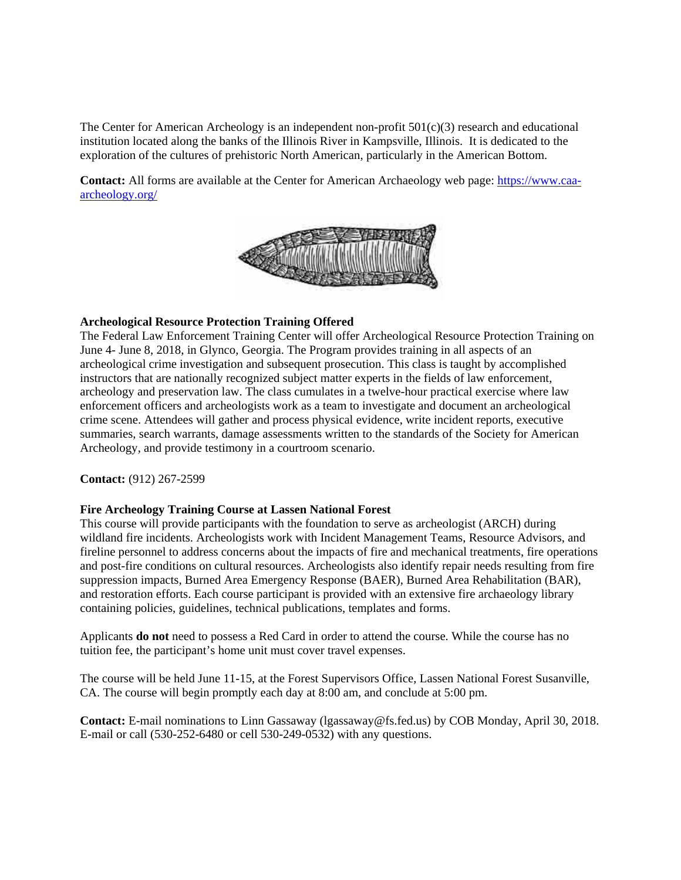The Center for American Archeology is an independent non-profit 501(c)(3) research and educational institution located along the banks of the Illinois River in Kampsville, Illinois. It is dedicated to the exploration of the cultures of prehistoric North American, particularly in the American Bottom.

**Contact:** All forms are available at the Center for American Archaeology web page: https://www.caa-archeology.org/

**Archeological Resource Protection Training Offered**

The Federal Law Enforcement Training Center will offer Archeological Resource Protection Training on June 4- June 8, 2018, in Glynco, Georgia. The Program provides training in all aspects of an archeological crime investigation and subsequent prosecution. This class is taught by accomplished instructors that are nationally recognized subject matter experts in the fields of law enforcement, archeology and preservation law. The class cumulates in a twelve-hour practical exercise where law enforcement officers and archeologists work as a team to investigate and document an archeological crime scene. Attendees will gather and process physical evidence, write incident reports, executive summaries, search warrants, damage assessments written to the standards of the Society for American Archeology, and provide testimony in a courtroom scenario.

**Contact:** (912) 267-2599

**Fire Archeology Training Course at Lassen National Forest**

This course will provide participants with the foundation to serve as archeologist (ARCH) during wildland fire incidents. Archeologists work with Incident Management Teams, Resource Advisors, and fireline personnel to address concerns about the impacts of fire and mechanical treatments, fire operations and post-fire conditions on cultural resources. Archeologists also identify repair needs resulting from fire suppression impacts, Burned Area Emergency Response (BAER), Burned Area Rehabilitation (BAR), and restoration efforts. Each course participant is provided with an extensive fire archaeology library containing policies, guidelines, technical publications, templates and forms.

Applicants **do not** need to possess a Red Card in order to attend the course. While the course has no tuition fee, the participant's home unit must cover travel expenses.

The course will be held June 11-15, at the Forest Supervisors Office, Lassen National Forest Susanville, CA. The course will begin promptly each day at 8:00 am, and conclude at 5:00 pm.

**Contact:** E-mail nominations to Linn Gassaway (lgassaway@fs.fed.us) by COB Monday, April 30, 2018. E-mail or call (530-252-6480 or cell 530-249-0532) with any questions.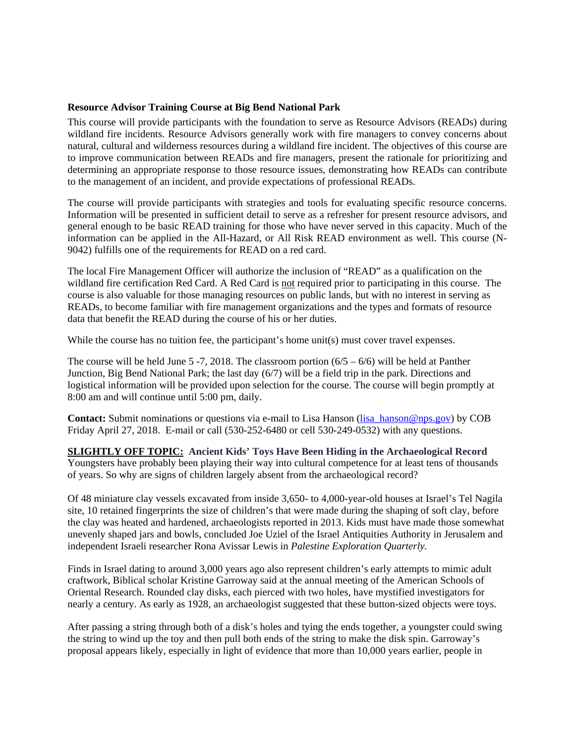**Resource Advisor Training Course at Big Bend National Park**

This course will provide participants with the foundation to serve as Resource Advisors (READs) during wildland fire incidents. Resource Advisors generally work with fire managers to convey concerns about natural, cultural and wilderness resources during a wildland fire incident. The objectives of this course are to improve communication between READs and fire managers, present the rationale for prioritizing and determining an appropriate response to those resource issues, demonstrating how READs can contribute to the management of an incident, and provide expectations of professional READs.

The course will provide participants with strategies and tools for evaluating specific resource concerns. Information will be presented in sufficient detail to serve as a refresher for present resource advisors, and general enough to be basic READ training for those who have never served in this capacity. Much of the information can be applied in the All-Hazard, or All Risk READ environment as well. This course (N-9042) fulfills one of the requirements for READ on a red card.

The local Fire Management Officer will authorize the inclusion of "READ" as a qualification on the wildland fire certification Red Card. A Red Card is not required prior to participating in this course. The course is also valuable for those managing resources on public lands, but with no interest in serving as READs, to become familiar with fire management organizations and the types and formats of resource data that benefit the READ during the course of his or her duties.

While the course has no tuition fee, the participant's home unit(s) must cover travel expenses.

The course will be held June 5 -7, 2018. The classroom portion (6/5 – 6/6) will be held at Panther Junction, Big Bend National Park; the last day (6/7) will be a field trip in the park. Directions and logistical information will be provided upon selection for the course. The course will begin promptly at 8:00 am and will continue until 5:00 pm, daily.

**Contact:** Submit nominations or questions via e-mail to Lisa Hanson (lisa_hanson@nps.gov) by COB Friday April 27, 2018. E-mail or call (530-252-6480 or cell 530-249-0532) with any questions.

**SLIGHTLY OFF TOPIC: Ancient Kids' Toys Have Been Hiding in the Archaeological Record**
Youngsters have probably been playing their way into cultural competence for at least tens of thousands of years. So why are signs of children largely absent from the archaeological record?

Of 48 miniature clay vessels excavated from inside 3,650- to 4,000-year-old houses at Israel's Tel Nagila site, 10 retained fingerprints the size of children's that were made during the shaping of soft clay, before the clay was heated and hardened, archaeologists reported in 2013. Kids must have made those somewhat unevenly shaped jars and bowls, concluded Joe Uziel of the Israel Antiquities Authority in Jerusalem and independent Israeli researcher Rona Avissar Lewis in *Palestine Exploration Quarterly.*

Finds in Israel dating to around 3,000 years ago also represent children's early attempts to mimic adult craftwork, Biblical scholar Kristine Garroway said at the annual meeting of the American Schools of Oriental Research. Rounded clay disks, each pierced with two holes, have mystified investigators for nearly a century. As early as 1928, an archaeologist suggested that these button-sized objects were toys.

After passing a string through both of a disk's holes and tying the ends together, a youngster could swing the string to wind up the toy and then pull both ends of the string to make the disk spin. Garroway's proposal appears likely, especially in light of evidence that more than 10,000 years earlier, people in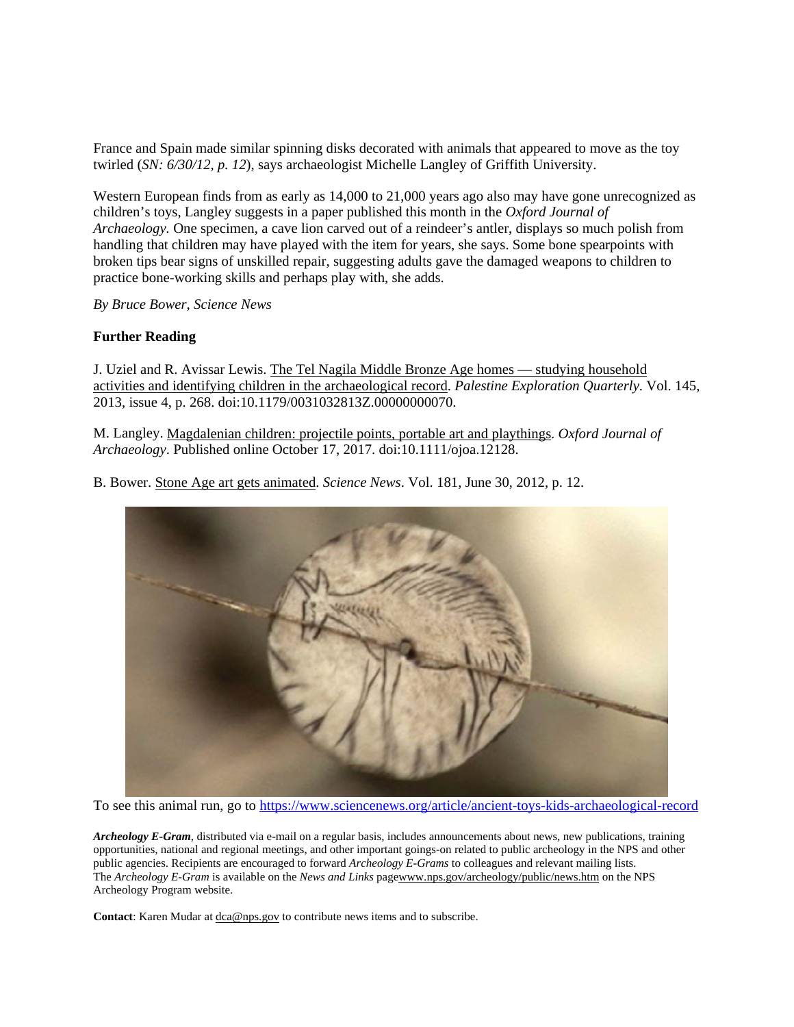France and Spain made similar spinning disks decorated with animals that appeared to move as the toy twirled (*SN: 6/30/12, p. 12*), says archaeologist Michelle Langley of Griffith University.

Western European finds from as early as 14,000 to 21,000 years ago also may have gone unrecognized as children's toys, Langley suggests in a paper published this month in the *Oxford Journal of Archaeology*. One specimen, a cave lion carved out of a reindeer's antler, displays so much polish from handling that children may have played with the item for years, she says. Some bone spearpoints with broken tips bear signs of unskilled repair, suggesting adults gave the damaged weapons to children to practice bone-working skills and perhaps play with, she adds.

*By Bruce Bower, Science News*

**Further Reading**

J. Uziel and R. Avissar Lewis. The Tel Nagila Middle Bronze Age homes — studying household activities and identifying children in the archaeological record. *Palestine Exploration Quarterly*. Vol. 145, 2013, issue 4, p. 268. doi:10.1179/0031032813Z.00000000070.

M. Langley. Magdalenian children: projectile points, portable art and playthings. *Oxford Journal of Archaeology*. Published online October 17, 2017. doi:10.1111/ojoa.12128.

B. Bower. Stone Age art gets animated. *Science News*. Vol. 181, June 30, 2012, p. 12.

To see this animal run, go to https://www.sciencenews.org/article/ancient-toys-kids-archaeological-record

***Archeology E-Gram***, distributed via e-mail on a regular basis, includes announcements about news, new publications, training opportunities, national and regional meetings, and other important goings-on related to public archeology in the NPS and other public agencies. Recipients are encouraged to forward *Archeology E-Grams* to colleagues and relevant mailing lists. The *Archeology E-Gram* is available on the *News and Links* pagewww.nps.gov/archeology/public/news.htm on the NPS Archeology Program website.

**Contact**: Karen Mudar at dca@nps.gov to contribute news items and to subscribe.